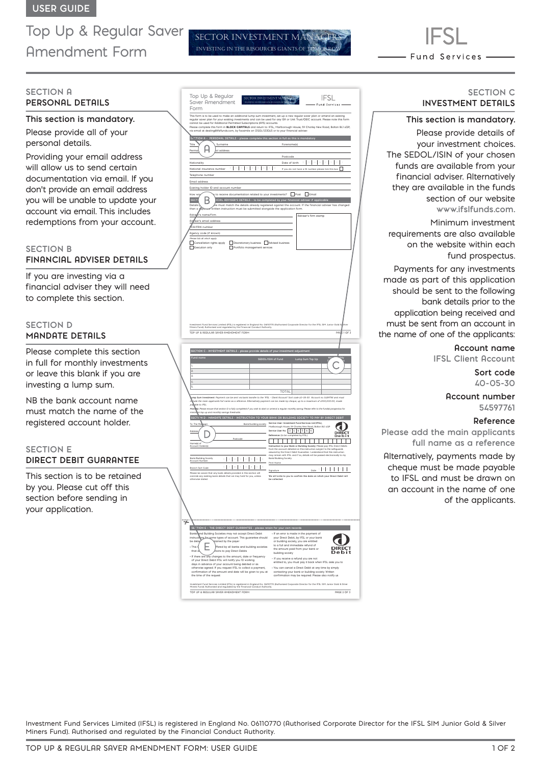USER GUIDE

# Top Up & Regular Saver Amendment Form

SECTOR INVESTMENT MANAGERS
INVESTING IN THE RESOURCES GIANTS OF TOMORROW

IFSL Fund Services

## SECTION A
## PERSONAL DETAILS

**This section is mandatory.**

Please provide all of your personal details.

Providing your email address will allow us to send certain documentation via email. If you don't provide an email address you will be unable to update your account via email. This includes redemptions from your account.

## SECTION B
## FINANCIAL ADVISER DETAILS

If you are investing via a financial adviser they will need to complete this section.

## SECTION D
## MANDATE DETAILS

Please complete this section in full for monthly investments or leave this blank if you are investing a lump sum.

NB the bank account name must match the name of the registered account holder.

## SECTION E
## DIRECT DEBIT GUARANTEE

This section is to be retained by you. Please cut off this section before sending in your application.

## SECTION C
## INVESTMENT DETAILS

**This section is mandatory.**

Please provide details of your investment choices. The SEDOL/ISIN of your chosen funds are available from your financial adviser. Alternatively they are available in the funds section of our website www.ifslfunds.com.

Minimum investment requirements are also available on the website within each fund prospectus.

Payments for any investments made as part of this application should be sent to the following bank details prior to the application being received and must be sent from an account in the name of one of the applicants:

**Account name**
IFSL Client Account

**Sort code**
40-05-30

**Account number**
54597761

**Reference**
Please add the main applicants full name as a reference

Alternatively, payments made by cheque must be made payable to IFSL and must be drawn on an account in the name of one of the applicants.

Investment Fund Services Limited (IFSL) is registered in England No. 06110770 (Authorised Corporate Director for the IFSL SIM Junior Gold & Silver Miners Fund). Authorised and regulated by the Financial Conduct Authority.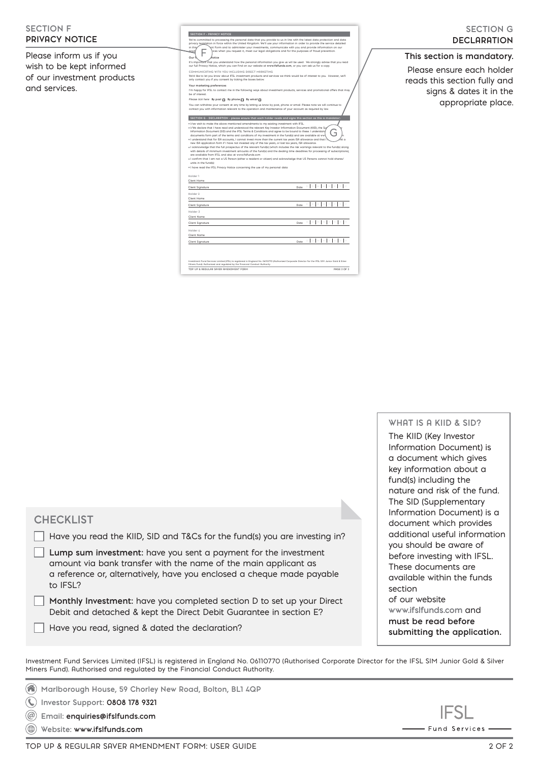## SECTION F
## PRIVACY NOTICE

Please inform us if you wish to be kept informed of our investment products and services.

## SECTION G
## DECLARATION

**This section is mandatory.**

Please ensure each holder reads this section fully and signs & dates it in the appropriate place.

### WHAT IS A KIID & SID?

The KIID (Key Investor Information Document) is a document which gives key information about a fund(s) including the nature and risk of the fund. The SID (Supplementary Information Document) is a document which provides additional useful information you should be aware of before investing with IFSL. These documents are available within the funds section of our website www.ifslfunds.com and **must be read before submitting the application.**

## CHECKLIST

- ☐ Have you read the KIID, SID and T&Cs for the fund(s) you are investing in?
- ☐ **Lump sum investment:** have you sent a payment for the investment amount via bank transfer with the name of the main applicant as a reference or, alternatively, have you enclosed a cheque made payable to IFSL?
- ☐ **Monthly Investment:** have you completed section D to set up your Direct Debit and detached & kept the Direct Debit Guarantee in section E?
- ☐ Have you read, signed & dated the declaration?

Investment Fund Services Limited (IFSL) is registered in England No. 06110770 (Authorised Corporate Director for the IFSL SIM Junior Gold & Silver Miners Fund). Authorised and regulated by the Financial Conduct Authority.

Marlborough House, 59 Chorley New Road, Bolton, BL1 4QP

Investor Support: **0808 178 9321**

Email: **enquiries@ifslfunds.com**

Website: **www.ifslfunds.com**

IFSL Fund Services